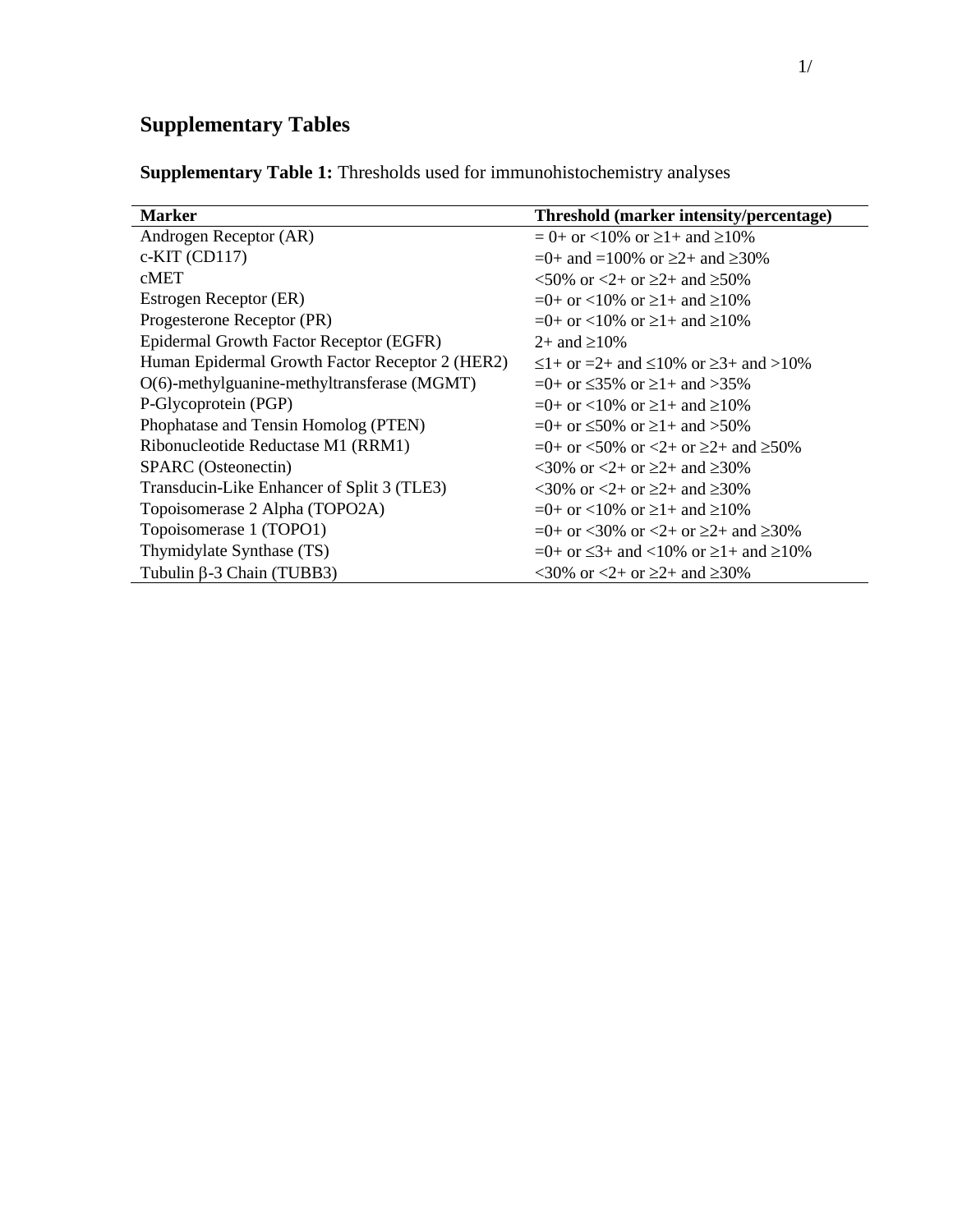# Supplementary Tables

**Supplementary Table 1:** Thresholds used for immunohistochemistry analyses

| **Marker** | **Threshold (marker intensity/percentage)** |
|---|---|
| Androgen Receptor (AR) | = 0+ or <10% or ≥1+ and ≥10% |
| c-KIT (CD117) | =0+ and =100% or ≥2+ and ≥30% |
| cMET | <50% or <2+ or ≥2+ and ≥50% |
| Estrogen Receptor (ER) | =0+ or <10% or ≥1+ and ≥10% |
| Progesterone Receptor (PR) | =0+ or <10% or ≥1+ and ≥10% |
| Epidermal Growth Factor Receptor (EGFR) | 2+ and ≥10% |
| Human Epidermal Growth Factor Receptor 2 (HER2) | ≤1+ or =2+ and ≤10% or ≥3+ and >10% |
| O(6)-methylguanine-methyltransferase (MGMT) | =0+ or ≤35% or ≥1+ and >35% |
| P-Glycoprotein (PGP) | =0+ or <10% or ≥1+ and ≥10% |
| Phophatase and Tensin Homolog (PTEN) | =0+ or ≤50% or ≥1+ and >50% |
| Ribonucleotide Reductase M1 (RRM1) | =0+ or <50% or <2+ or ≥2+ and ≥50% |
| SPARC (Osteonectin) | <30% or <2+ or ≥2+ and ≥30% |
| Transducin-Like Enhancer of Split 3 (TLE3) | <30% or <2+ or ≥2+ and ≥30% |
| Topoisomerase 2 Alpha (TOPO2A) | =0+ or <10% or ≥1+ and ≥10% |
| Topoisomerase 1 (TOPO1) | =0+ or <30% or <2+ or ≥2+ and ≥30% |
| Thymidylate Synthase (TS) | =0+ or ≤3+ and <10% or ≥1+ and ≥10% |
| Tubulin β-3 Chain (TUBB3) | <30% or <2+ or ≥2+ and ≥30% |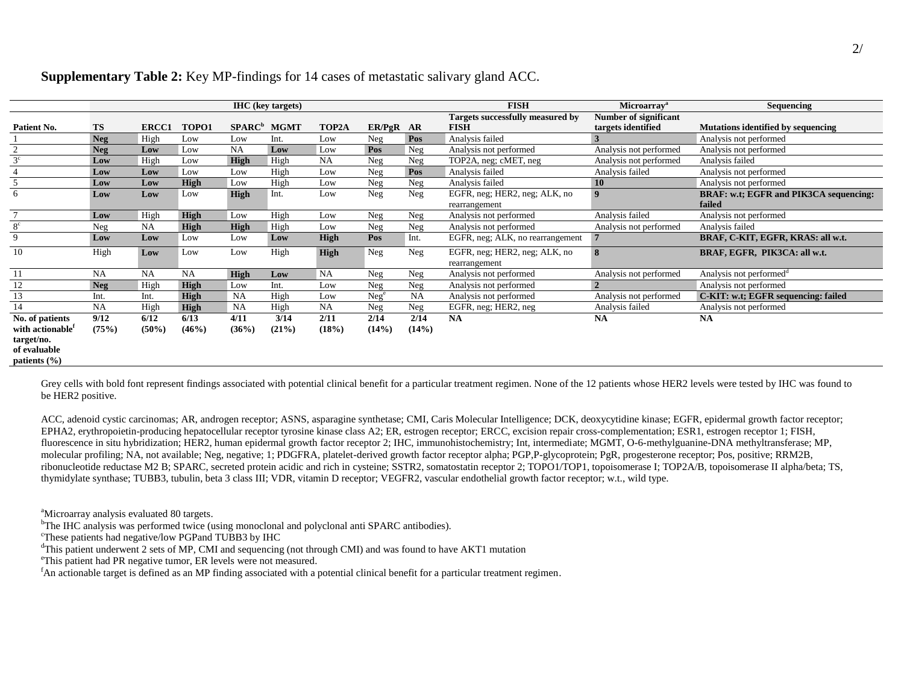**Supplementary Table 2:** Key MP-findings for 14 cases of metastatic salivary gland ACC.

| | IHC (key targets) | | | | | | | | FISH | Microarray[a] | Sequencing |
|---|---|---|---|---|---|---|---|---|---|---|---|
| Patient No. | TS | ERCC1 | TOPO1 | SPARC[b] | MGMT | TOP2A | ER/PgR | AR | Targets successfully measured by FISH | Number of significant targets identified | Mutations identified by sequencing |
| 1 | **Neg** | High | Low | Low | Int. | Low | Neg | **Pos** | Analysis failed | **3** | Analysis not performed |
| 2 | **Neg** | **Low** | Low | NA | **Low** | Low | **Pos** | Neg | Analysis not performed | Analysis not performed | Analysis not performed |
| 3[c] | **Low** | High | Low | **High** | High | NA | Neg | Neg | TOP2A, neg; cMET, neg | Analysis not performed | Analysis failed |
| 4 | **Low** | **Low** | Low | Low | High | Low | Neg | **Pos** | Analysis failed | Analysis failed | Analysis not performed |
| 5 | **Low** | **Low** | **High** | Low | High | Low | Neg | Neg | Analysis failed | **10** | Analysis not performed |
| 6 | **Low** | **Low** | Low | **High** | Int. | Low | Neg | Neg | EGFR, neg; HER2, neg; ALK, no rearrangement | **9** | **BRAF: w.t; EGFR and PIK3CA sequencing: failed** |
| 7 | **Low** | High | **High** | Low | High | Low | Neg | Neg | Analysis not performed | Analysis failed | Analysis not performed |
| 8[c] | Neg | NA | **High** | **High** | High | Low | Neg | Neg | Analysis not performed | Analysis not performed | Analysis failed |
| 9 | **Low** | **Low** | Low | Low | **Low** | **High** | **Pos** | Int. | EGFR, neg; ALK, no rearrangement | **7** | **BRAF, C-KIT, EGFR, KRAS: all w.t.** |
| 10 | High | **Low** | Low | Low | High | **High** | Neg | Neg | EGFR, neg; HER2, neg; ALK, no rearrangement | **8** | **BRAF, EGFR, PIK3CA: all w.t.** |
| 11 | NA | NA | NA | **High** | **Low** | NA | Neg | Neg | Analysis not performed | Analysis not performed | Analysis not performed[d] |
| 12 | **Neg** | High | **High** | Low | Int. | Low | Neg | Neg | Analysis not performed | **2** | Analysis not performed |
| 13 | Int. | Int. | **High** | NA | High | Low | Neg[e] | NA | Analysis not performed | Analysis not performed | **C-KIT: w.t; EGFR sequencing: failed** |
| 14 | NA | High | **High** | NA | High | NA | Neg | Neg | EGFR, neg; HER2, neg | Analysis failed | Analysis not performed |
| **No. of patients with actionable[f] target/no. of evaluable patients (%)** | **9/12 (75%)** | **6/12 (50%)** | **6/13 (46%)** | **4/11 (36%)** | **3/14 (21%)** | **2/11 (18%)** | **2/14 (14%)** | **2/14 (14%)** | **NA** | **NA** | **NA** |

Grey cells with bold font represent findings associated with potential clinical benefit for a particular treatment regimen. None of the 12 patients whose HER2 levels were tested by IHC was found to be HER2 positive.

ACC, adenoid cystic carcinomas; AR, androgen receptor; ASNS, asparagine synthetase; CMI, Caris Molecular Intelligence; DCK, deoxycytidine kinase; EGFR, epidermal growth factor receptor; EPHA2, erythropoietin-producing hepatocellular receptor tyrosine kinase class A2; ER, estrogen receptor; ERCC, excision repair cross-complementation; ESR1, estrogen receptor 1; FISH, fluorescence in situ hybridization; HER2, human epidermal growth factor receptor 2; IHC, immunohistochemistry; Int, intermediate; MGMT, O-6-methylguanine-DNA methyltransferase; MP, molecular profiling; NA, not available; Neg, negative; 1; PDGFRA, platelet-derived growth factor receptor alpha; PGP,P-glycoprotein; PgR, progesterone receptor; Pos, positive; RRM2B, ribonucleotide reductase M2 B; SPARC, secreted protein acidic and rich in cysteine; SSTR2, somatostatin receptor 2; TOPO1/TOP1, topoisomerase I; TOP2A/B, topoisomerase II alpha/beta; TS, thymidylate synthase; TUBB3, tubulin, beta 3 class III; VDR, vitamin D receptor; VEGFR2, vascular endothelial growth factor receptor; w.t., wild type.

[a]Microarray analysis evaluated 80 targets.
[b]The IHC analysis was performed twice (using monoclonal and polyclonal anti SPARC antibodies).
[c]These patients had negative/low PGPand TUBB3 by IHC
[d]This patient underwent 2 sets of MP, CMI and sequencing (not through CMI) and was found to have AKT1 mutation
[e]This patient had PR negative tumor, ER levels were not measured.
[f]An actionable target is defined as an MP finding associated with a potential clinical benefit for a particular treatment regimen.